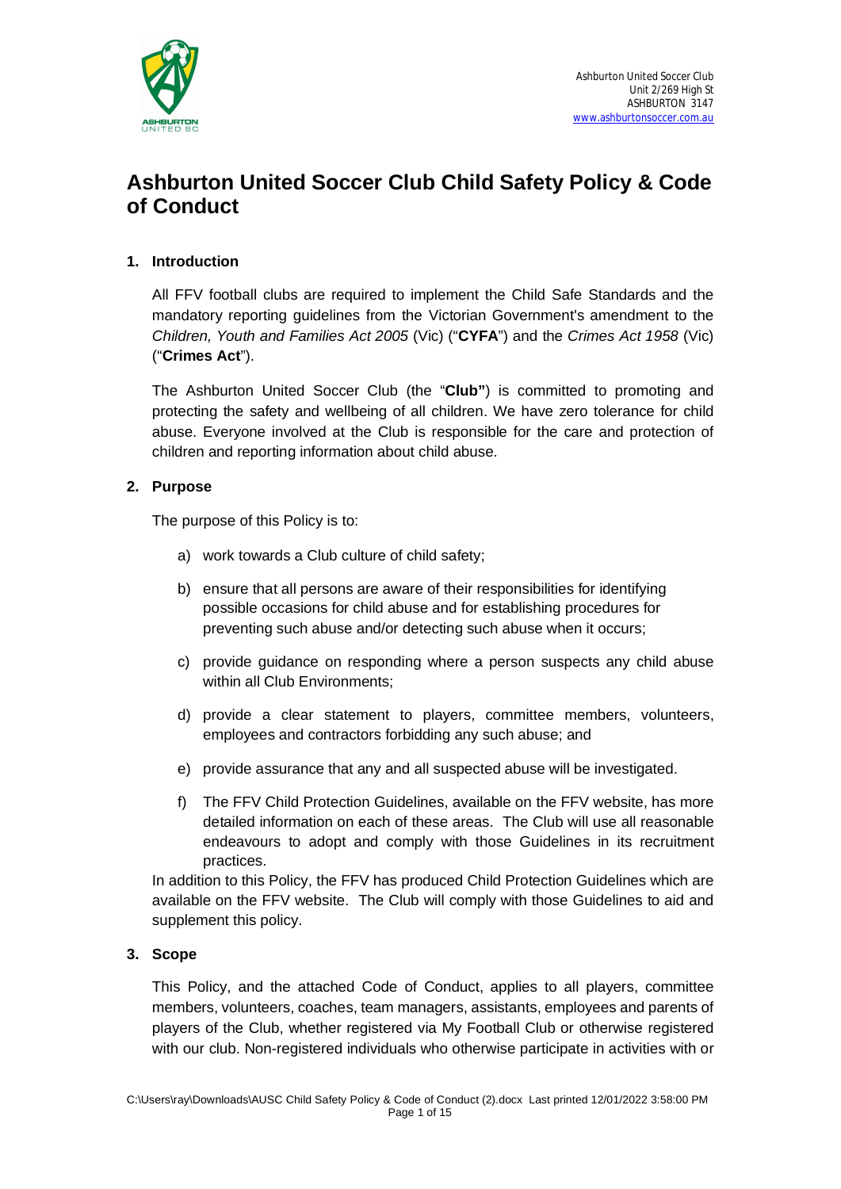Ashburton United Soccer Club
Unit 2/269 High St
ASHBURTON 3147
www.ashburtonsoccer.com.au

# Ashburton United Soccer Club Child Safety Policy & Code of Conduct

## 1. Introduction

All FFV football clubs are required to implement the Child Safe Standards and the mandatory reporting guidelines from the Victorian Government's amendment to the *Children, Youth and Families Act 2005* (Vic) ("**CYFA**") and the *Crimes Act 1958* (Vic) ("**Crimes Act**").

The Ashburton United Soccer Club (the "**Club"**) is committed to promoting and protecting the safety and wellbeing of all children. We have zero tolerance for child abuse. Everyone involved at the Club is responsible for the care and protection of children and reporting information about child abuse.

## 2. Purpose

The purpose of this Policy is to:

a) work towards a Club culture of child safety;

b) ensure that all persons are aware of their responsibilities for identifying possible occasions for child abuse and for establishing procedures for preventing such abuse and/or detecting such abuse when it occurs;

c) provide guidance on responding where a person suspects any child abuse within all Club Environments;

d) provide a clear statement to players, committee members, volunteers, employees and contractors forbidding any such abuse; and

e) provide assurance that any and all suspected abuse will be investigated.

f) The FFV Child Protection Guidelines, available on the FFV website, has more detailed information on each of these areas. The Club will use all reasonable endeavours to adopt and comply with those Guidelines in its recruitment practices.

In addition to this Policy, the FFV has produced Child Protection Guidelines which are available on the FFV website. The Club will comply with those Guidelines to aid and supplement this policy.

## 3. Scope

This Policy, and the attached Code of Conduct, applies to all players, committee members, volunteers, coaches, team managers, assistants, employees and parents of players of the Club, whether registered via My Football Club or otherwise registered with our club. Non-registered individuals who otherwise participate in activities with or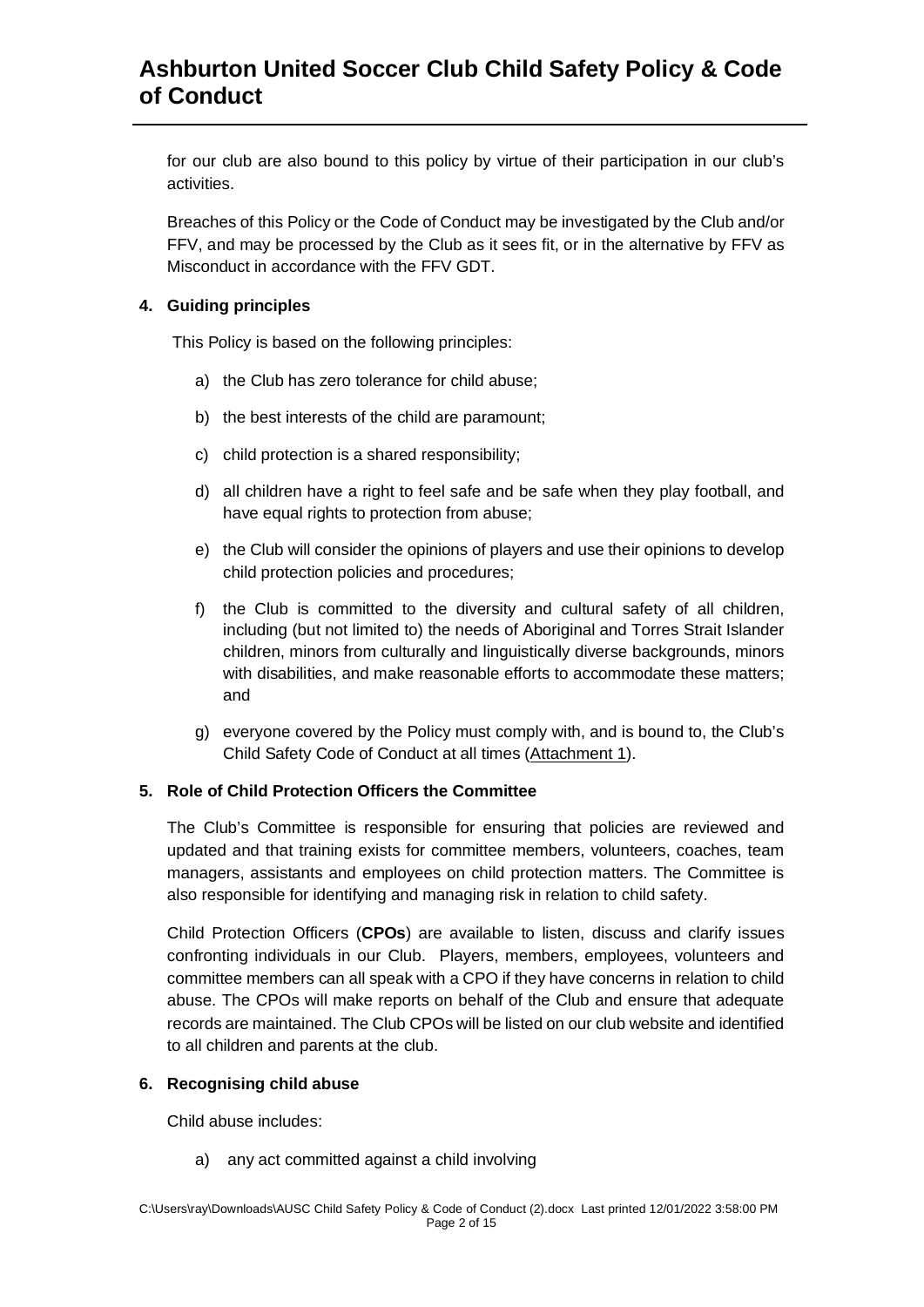for our club are also bound to this policy by virtue of their participation in our club's activities.

Breaches of this Policy or the Code of Conduct may be investigated by the Club and/or FFV, and may be processed by the Club as it sees fit, or in the alternative by FFV as Misconduct in accordance with the FFV GDT.

## 4. Guiding principles

This Policy is based on the following principles:

a) the Club has zero tolerance for child abuse;

b) the best interests of the child are paramount;

c) child protection is a shared responsibility;

d) all children have a right to feel safe and be safe when they play football, and have equal rights to protection from abuse;

e) the Club will consider the opinions of players and use their opinions to develop child protection policies and procedures;

f) the Club is committed to the diversity and cultural safety of all children, including (but not limited to) the needs of Aboriginal and Torres Strait Islander children, minors from culturally and linguistically diverse backgrounds, minors with disabilities, and make reasonable efforts to accommodate these matters; and

g) everyone covered by the Policy must comply with, and is bound to, the Club's Child Safety Code of Conduct at all times (Attachment 1).

## 5. Role of Child Protection Officers the Committee

The Club's Committee is responsible for ensuring that policies are reviewed and updated and that training exists for committee members, volunteers, coaches, team managers, assistants and employees on child protection matters. The Committee is also responsible for identifying and managing risk in relation to child safety.

Child Protection Officers (**CPOs**) are available to listen, discuss and clarify issues confronting individuals in our Club. Players, members, employees, volunteers and committee members can all speak with a CPO if they have concerns in relation to child abuse. The CPOs will make reports on behalf of the Club and ensure that adequate records are maintained. The Club CPOs will be listed on our club website and identified to all children and parents at the club.

## 6. Recognising child abuse

Child abuse includes:

a) any act committed against a child involving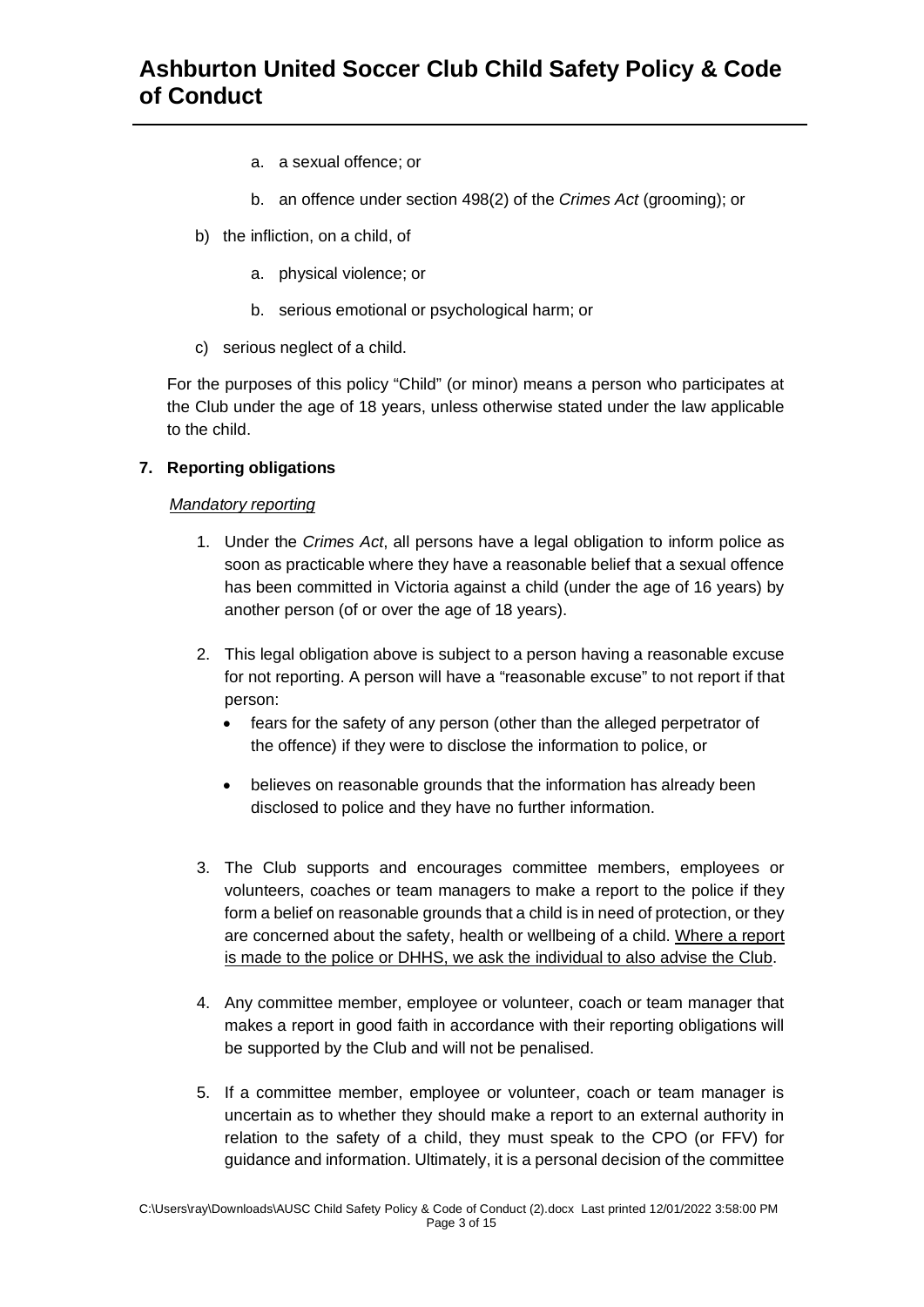a. a sexual offence; or

b. an offence under section 498(2) of the *Crimes Act* (grooming); or

b) the infliction, on a child, of

a. physical violence; or

b. serious emotional or psychological harm; or

c) serious neglect of a child.

For the purposes of this policy "Child" (or minor) means a person who participates at the Club under the age of 18 years, unless otherwise stated under the law applicable to the child.

**7. Reporting obligations**

*Mandatory reporting*

1. Under the *Crimes Act*, all persons have a legal obligation to inform police as soon as practicable where they have a reasonable belief that a sexual offence has been committed in Victoria against a child (under the age of 16 years) by another person (of or over the age of 18 years).

2. This legal obligation above is subject to a person having a reasonable excuse for not reporting. A person will have a "reasonable excuse" to not report if that person:
   - fears for the safety of any person (other than the alleged perpetrator of the offence) if they were to disclose the information to police, or
   - believes on reasonable grounds that the information has already been disclosed to police and they have no further information.

3. The Club supports and encourages committee members, employees or volunteers, coaches or team managers to make a report to the police if they form a belief on reasonable grounds that a child is in need of protection, or they are concerned about the safety, health or wellbeing of a child. <u>Where a report is made to the police or DHHS, we ask the individual to also advise the Club</u>.

4. Any committee member, employee or volunteer, coach or team manager that makes a report in good faith in accordance with their reporting obligations will be supported by the Club and will not be penalised.

5. If a committee member, employee or volunteer, coach or team manager is uncertain as to whether they should make a report to an external authority in relation to the safety of a child, they must speak to the CPO (or FFV) for guidance and information. Ultimately, it is a personal decision of the committee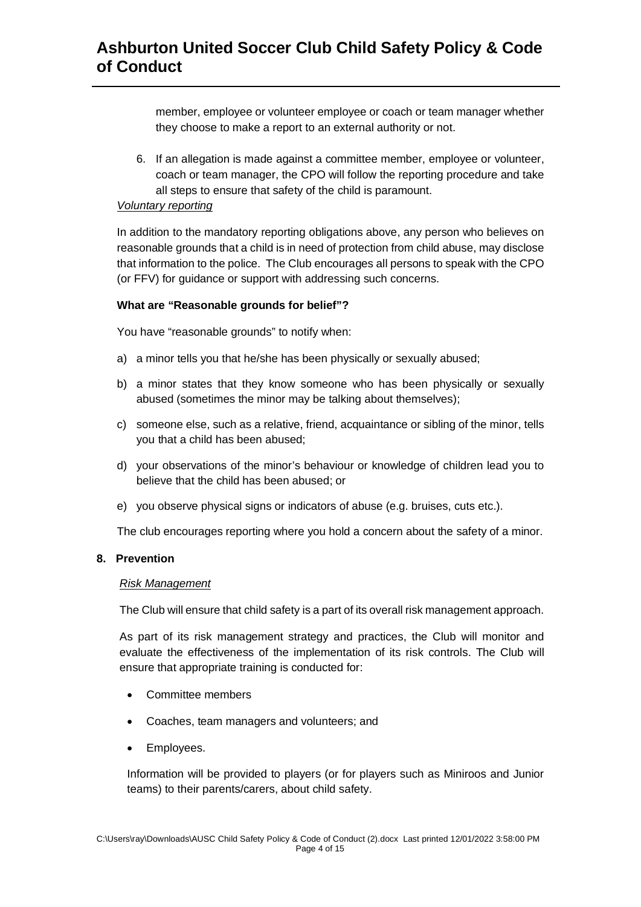member, employee or volunteer employee or coach or team manager whether they choose to make a report to an external authority or not.

6. If an allegation is made against a committee member, employee or volunteer, coach or team manager, the CPO will follow the reporting procedure and take all steps to ensure that safety of the child is paramount.

*Voluntary reporting*

In addition to the mandatory reporting obligations above, any person who believes on reasonable grounds that a child is in need of protection from child abuse, may disclose that information to the police. The Club encourages all persons to speak with the CPO (or FFV) for guidance or support with addressing such concerns.

**What are "Reasonable grounds for belief"?**

You have "reasonable grounds" to notify when:

a) a minor tells you that he/she has been physically or sexually abused;

b) a minor states that they know someone who has been physically or sexually abused (sometimes the minor may be talking about themselves);

c) someone else, such as a relative, friend, acquaintance or sibling of the minor, tells you that a child has been abused;

d) your observations of the minor's behaviour or knowledge of children lead you to believe that the child has been abused; or

e) you observe physical signs or indicators of abuse (e.g. bruises, cuts etc.).

The club encourages reporting where you hold a concern about the safety of a minor.

**8. Prevention**

*Risk Management*

The Club will ensure that child safety is a part of its overall risk management approach.

As part of its risk management strategy and practices, the Club will monitor and evaluate the effectiveness of the implementation of its risk controls. The Club will ensure that appropriate training is conducted for:

- Committee members
- Coaches, team managers and volunteers; and
- Employees.

Information will be provided to players (or for players such as Miniroos and Junior teams) to their parents/carers, about child safety.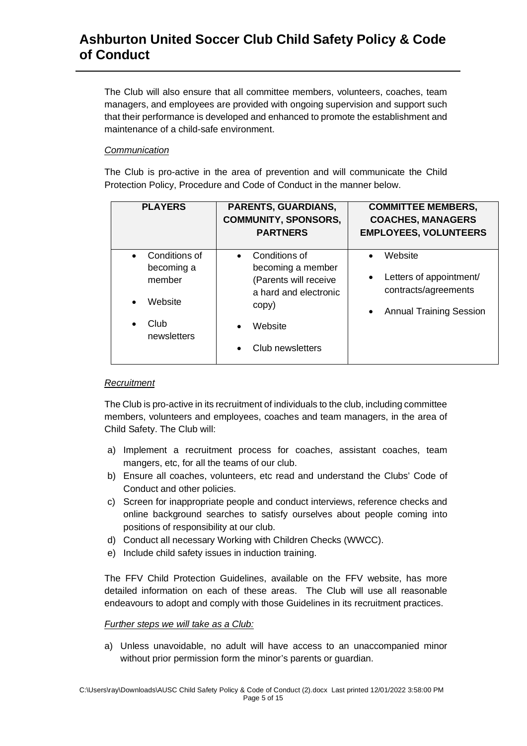The Club will also ensure that all committee members, volunteers, coaches, team managers, and employees are provided with ongoing supervision and support such that their performance is developed and enhanced to promote the establishment and maintenance of a child-safe environment.

*Communication*

The Club is pro-active in the area of prevention and will communicate the Child Protection Policy, Procedure and Code of Conduct in the manner below.

| PLAYERS | PARENTS, GUARDIANS, COMMUNITY, SPONSORS, PARTNERS | COMMITTEE MEMBERS, COACHES, MANAGERS EMPLOYEES, VOLUNTEERS |
|---|---|---|
| • Conditions of becoming a member<br>• Website<br>• Club newsletters | • Conditions of becoming a member (Parents will receive a hard and electronic copy)<br>• Website<br>• Club newsletters | • Website<br>• Letters of appointment/ contracts/agreements<br>• Annual Training Session |

*Recruitment*

The Club is pro-active in its recruitment of individuals to the club, including committee members, volunteers and employees, coaches and team managers, in the area of Child Safety. The Club will:

a) Implement a recruitment process for coaches, assistant coaches, team mangers, etc, for all the teams of our club.
b) Ensure all coaches, volunteers, etc read and understand the Clubs' Code of Conduct and other policies.
c) Screen for inappropriate people and conduct interviews, reference checks and online background searches to satisfy ourselves about people coming into positions of responsibility at our club.
d) Conduct all necessary Working with Children Checks (WWCC).
e) Include child safety issues in induction training.

The FFV Child Protection Guidelines, available on the FFV website, has more detailed information on each of these areas. The Club will use all reasonable endeavours to adopt and comply with those Guidelines in its recruitment practices.

*Further steps we will take as a Club:*

a) Unless unavoidable, no adult will have access to an unaccompanied minor without prior permission form the minor's parents or guardian.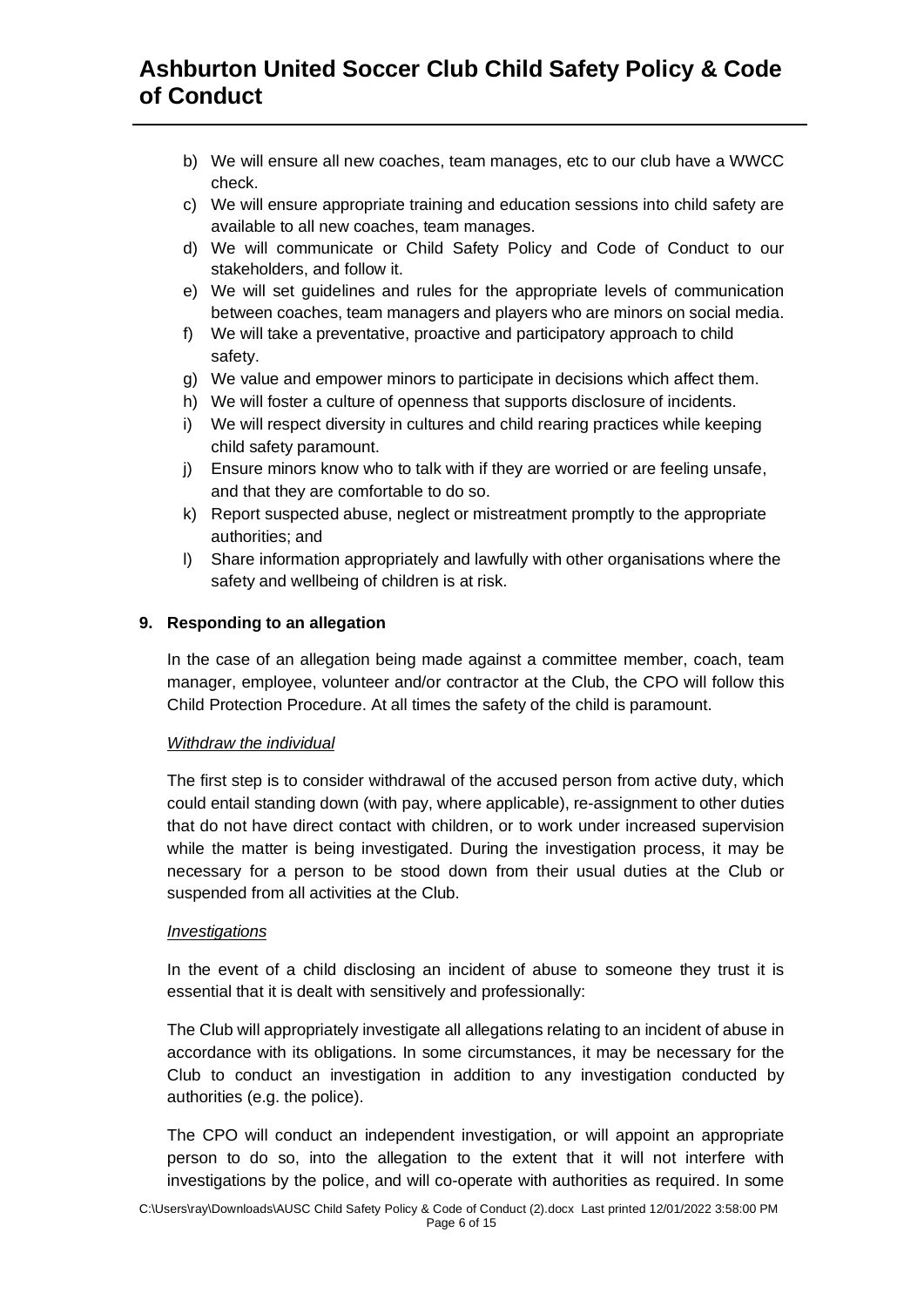b) We will ensure all new coaches, team manages, etc to our club have a WWCC check.
c) We will ensure appropriate training and education sessions into child safety are available to all new coaches, team manages.
d) We will communicate or Child Safety Policy and Code of Conduct to our stakeholders, and follow it.
e) We will set guidelines and rules for the appropriate levels of communication between coaches, team managers and players who are minors on social media.
f) We will take a preventative, proactive and participatory approach to child safety.
g) We value and empower minors to participate in decisions which affect them.
h) We will foster a culture of openness that supports disclosure of incidents.
i) We will respect diversity in cultures and child rearing practices while keeping child safety paramount.
j) Ensure minors know who to talk with if they are worried or are feeling unsafe, and that they are comfortable to do so.
k) Report suspected abuse, neglect or mistreatment promptly to the appropriate authorities; and
l) Share information appropriately and lawfully with other organisations where the safety and wellbeing of children is at risk.

## 9. Responding to an allegation

In the case of an allegation being made against a committee member, coach, team manager, employee, volunteer and/or contractor at the Club, the CPO will follow this Child Protection Procedure. At all times the safety of the child is paramount.

*Withdraw the individual*

The first step is to consider withdrawal of the accused person from active duty, which could entail standing down (with pay, where applicable), re-assignment to other duties that do not have direct contact with children, or to work under increased supervision while the matter is being investigated. During the investigation process, it may be necessary for a person to be stood down from their usual duties at the Club or suspended from all activities at the Club.

*Investigations*

In the event of a child disclosing an incident of abuse to someone they trust it is essential that it is dealt with sensitively and professionally:

The Club will appropriately investigate all allegations relating to an incident of abuse in accordance with its obligations. In some circumstances, it may be necessary for the Club to conduct an investigation in addition to any investigation conducted by authorities (e.g. the police).

The CPO will conduct an independent investigation, or will appoint an appropriate person to do so, into the allegation to the extent that it will not interfere with investigations by the police, and will co-operate with authorities as required. In some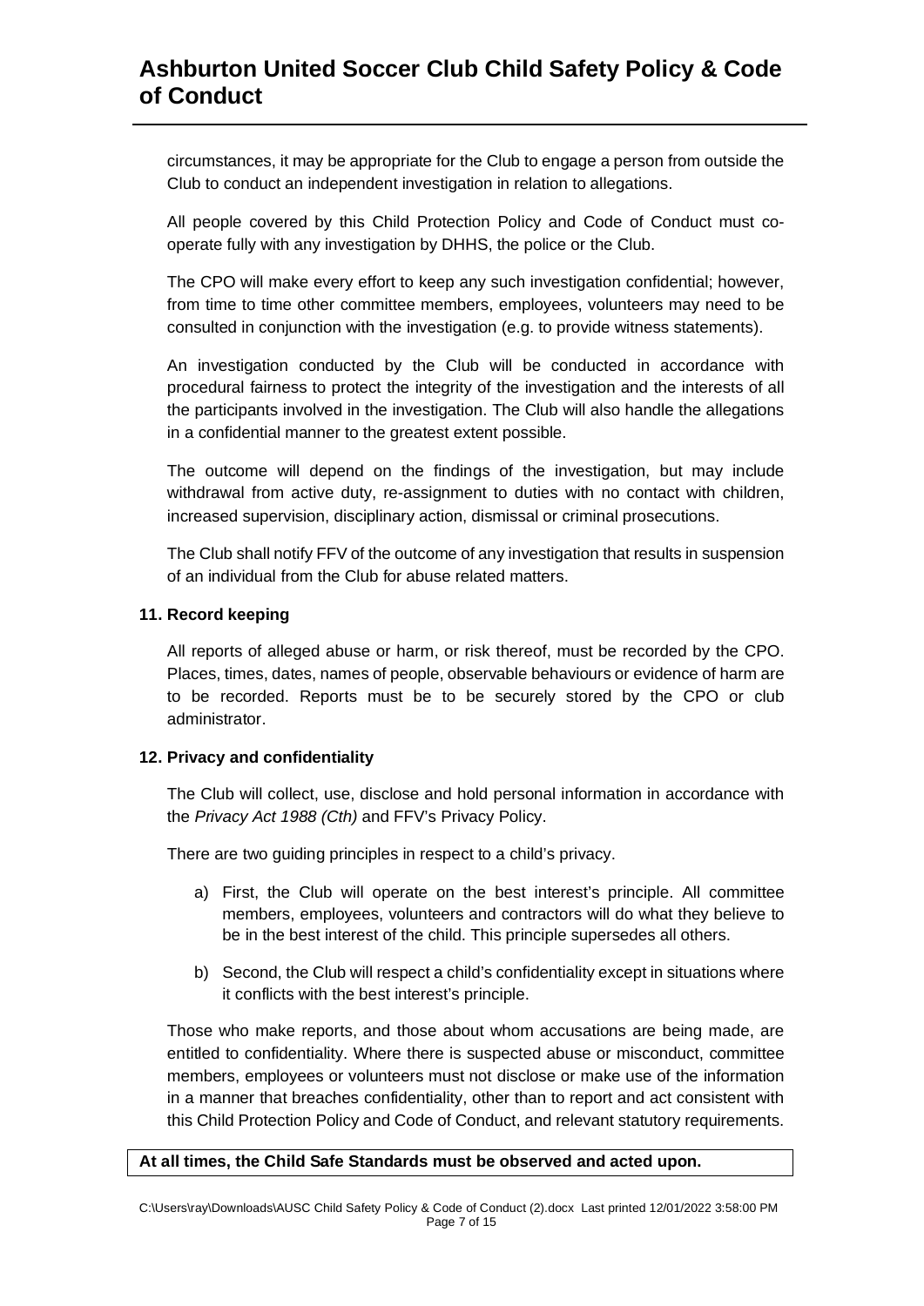circumstances, it may be appropriate for the Club to engage a person from outside the Club to conduct an independent investigation in relation to allegations.

All people covered by this Child Protection Policy and Code of Conduct must co-operate fully with any investigation by DHHS, the police or the Club.

The CPO will make every effort to keep any such investigation confidential; however, from time to time other committee members, employees, volunteers may need to be consulted in conjunction with the investigation (e.g. to provide witness statements).

An investigation conducted by the Club will be conducted in accordance with procedural fairness to protect the integrity of the investigation and the interests of all the participants involved in the investigation. The Club will also handle the allegations in a confidential manner to the greatest extent possible.

The outcome will depend on the findings of the investigation, but may include withdrawal from active duty, re-assignment to duties with no contact with children, increased supervision, disciplinary action, dismissal or criminal prosecutions.

The Club shall notify FFV of the outcome of any investigation that results in suspension of an individual from the Club for abuse related matters.

### 11. Record keeping

All reports of alleged abuse or harm, or risk thereof, must be recorded by the CPO. Places, times, dates, names of people, observable behaviours or evidence of harm are to be recorded. Reports must be to be securely stored by the CPO or club administrator.

### 12. Privacy and confidentiality

The Club will collect, use, disclose and hold personal information in accordance with the *Privacy Act 1988 (Cth)* and FFV's Privacy Policy.

There are two guiding principles in respect to a child's privacy.

a) First, the Club will operate on the best interest's principle. All committee members, employees, volunteers and contractors will do what they believe to be in the best interest of the child. This principle supersedes all others.

b) Second, the Club will respect a child's confidentiality except in situations where it conflicts with the best interest's principle.

Those who make reports, and those about whom accusations are being made, are entitled to confidentiality. Where there is suspected abuse or misconduct, committee members, employees or volunteers must not disclose or make use of the information in a manner that breaches confidentiality, other than to report and act consistent with this Child Protection Policy and Code of Conduct, and relevant statutory requirements.

**At all times, the Child Safe Standards must be observed and acted upon.**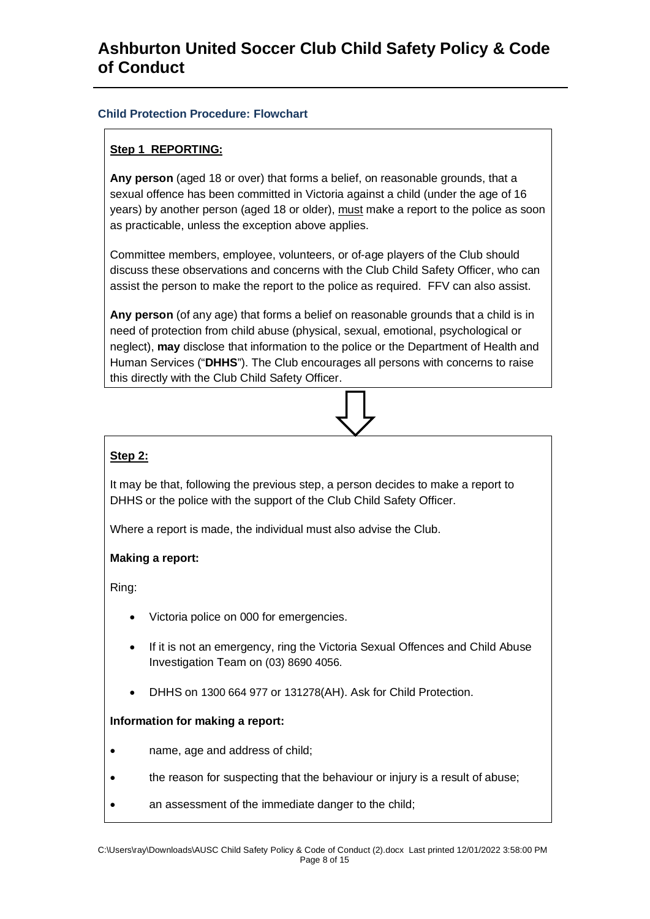### Child Protection Procedure: Flowchart

**Step 1 REPORTING:**

**Any person** (aged 18 or over) that forms a belief, on reasonable grounds, that a sexual offence has been committed in Victoria against a child (under the age of 16 years) by another person (aged 18 or older), must make a report to the police as soon as practicable, unless the exception above applies.

Committee members, employee, volunteers, or of-age players of the Club should discuss these observations and concerns with the Club Child Safety Officer, who can assist the person to make the report to the police as required. FFV can also assist.

**Any person** (of any age) that forms a belief on reasonable grounds that a child is in need of protection from child abuse (physical, sexual, emotional, psychological or neglect), **may** disclose that information to the police or the Department of Health and Human Services ("**DHHS**"). The Club encourages all persons with concerns to raise this directly with the Club Child Safety Officer.

⇩

**Step 2:**

It may be that, following the previous step, a person decides to make a report to DHHS or the police with the support of the Club Child Safety Officer.

Where a report is made, the individual must also advise the Club.

**Making a report:**

Ring:

- Victoria police on 000 for emergencies.
- If it is not an emergency, ring the Victoria Sexual Offences and Child Abuse Investigation Team on (03) 8690 4056.
- DHHS on 1300 664 977 or 131278(AH). Ask for Child Protection.

**Information for making a report:**

- name, age and address of child;
- the reason for suspecting that the behaviour or injury is a result of abuse;
- an assessment of the immediate danger to the child;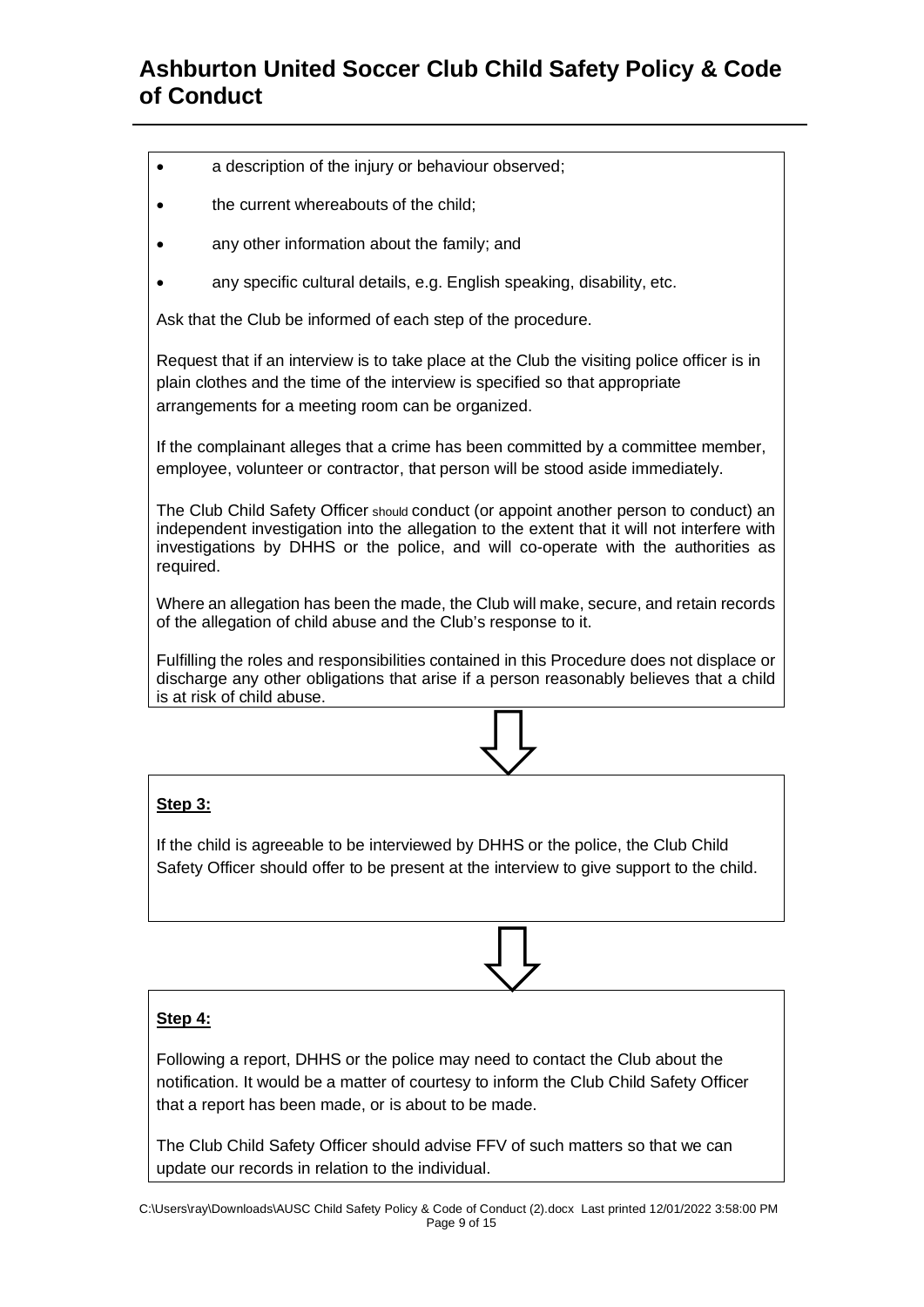- a description of the injury or behaviour observed;
- the current whereabouts of the child;
- any other information about the family; and
- any specific cultural details, e.g. English speaking, disability, etc.

Ask that the Club be informed of each step of the procedure.

Request that if an interview is to take place at the Club the visiting police officer is in plain clothes and the time of the interview is specified so that appropriate arrangements for a meeting room can be organized.

If the complainant alleges that a crime has been committed by a committee member, employee, volunteer or contractor, that person will be stood aside immediately.

The Club Child Safety Officer should conduct (or appoint another person to conduct) an independent investigation into the allegation to the extent that it will not interfere with investigations by DHHS or the police, and will co-operate with the authorities as required.

Where an allegation has been the made, the Club will make, secure, and retain records of the allegation of child abuse and the Club's response to it.

Fulfilling the roles and responsibilities contained in this Procedure does not displace or discharge any other obligations that arise if a person reasonably believes that a child is at risk of child abuse.

**Step 3:**

If the child is agreeable to be interviewed by DHHS or the police, the Club Child Safety Officer should offer to be present at the interview to give support to the child.

**Step 4:**

Following a report, DHHS or the police may need to contact the Club about the notification. It would be a matter of courtesy to inform the Club Child Safety Officer that a report has been made, or is about to be made.

The Club Child Safety Officer should advise FFV of such matters so that we can update our records in relation to the individual.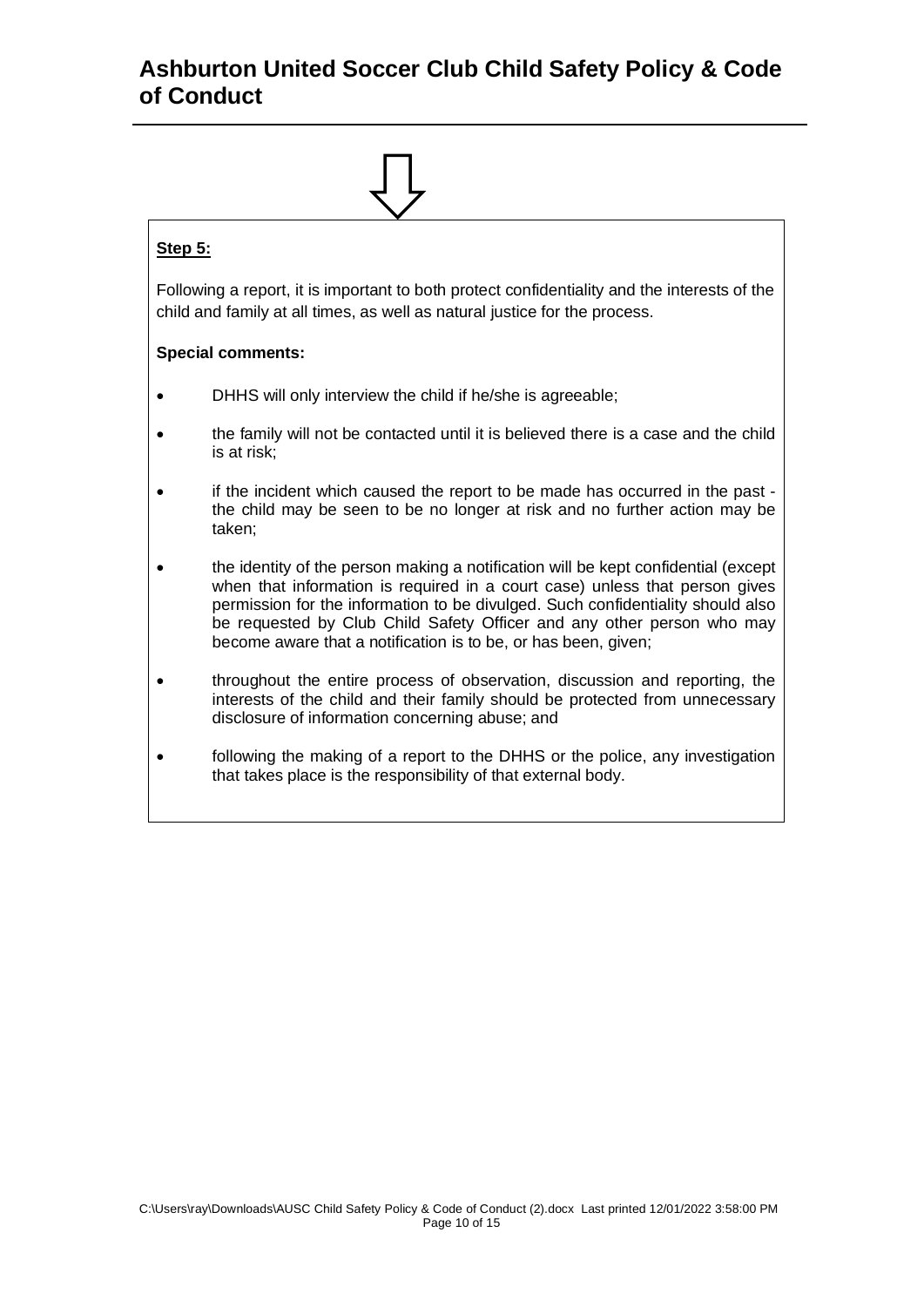**Step 5:**

Following a report, it is important to both protect confidentiality and the interests of the child and family at all times, as well as natural justice for the process.

**Special comments:**

- DHHS will only interview the child if he/she is agreeable;
- the family will not be contacted until it is believed there is a case and the child is at risk;
- if the incident which caused the report to be made has occurred in the past - the child may be seen to be no longer at risk and no further action may be taken;
- the identity of the person making a notification will be kept confidential (except when that information is required in a court case) unless that person gives permission for the information to be divulged. Such confidentiality should also be requested by Club Child Safety Officer and any other person who may become aware that a notification is to be, or has been, given;
- throughout the entire process of observation, discussion and reporting, the interests of the child and their family should be protected from unnecessary disclosure of information concerning abuse; and
- following the making of a report to the DHHS or the police, any investigation that takes place is the responsibility of that external body.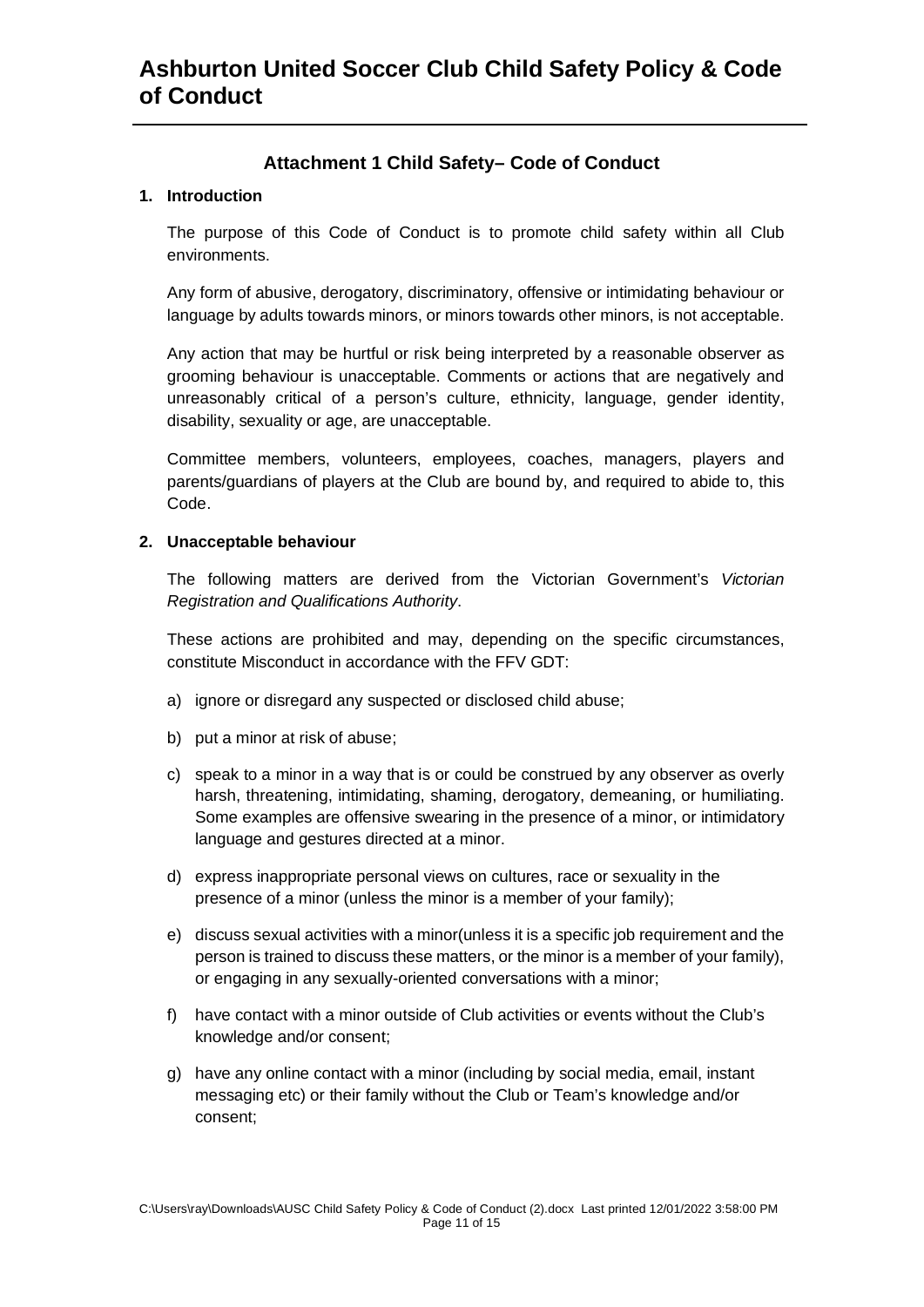## Attachment 1 Child Safety– Code of Conduct

### 1. Introduction

The purpose of this Code of Conduct is to promote child safety within all Club environments.

Any form of abusive, derogatory, discriminatory, offensive or intimidating behaviour or language by adults towards minors, or minors towards other minors, is not acceptable.

Any action that may be hurtful or risk being interpreted by a reasonable observer as grooming behaviour is unacceptable. Comments or actions that are negatively and unreasonably critical of a person's culture, ethnicity, language, gender identity, disability, sexuality or age, are unacceptable.

Committee members, volunteers, employees, coaches, managers, players and parents/guardians of players at the Club are bound by, and required to abide to, this Code.

### 2. Unacceptable behaviour

The following matters are derived from the Victorian Government's *Victorian Registration and Qualifications Authority*.

These actions are prohibited and may, depending on the specific circumstances, constitute Misconduct in accordance with the FFV GDT:

a) ignore or disregard any suspected or disclosed child abuse;

b) put a minor at risk of abuse;

c) speak to a minor in a way that is or could be construed by any observer as overly harsh, threatening, intimidating, shaming, derogatory, demeaning, or humiliating. Some examples are offensive swearing in the presence of a minor, or intimidatory language and gestures directed at a minor.

d) express inappropriate personal views on cultures, race or sexuality in the presence of a minor (unless the minor is a member of your family);

e) discuss sexual activities with a minor(unless it is a specific job requirement and the person is trained to discuss these matters, or the minor is a member of your family), or engaging in any sexually-oriented conversations with a minor;

f) have contact with a minor outside of Club activities or events without the Club's knowledge and/or consent;

g) have any online contact with a minor (including by social media, email, instant messaging etc) or their family without the Club or Team's knowledge and/or consent;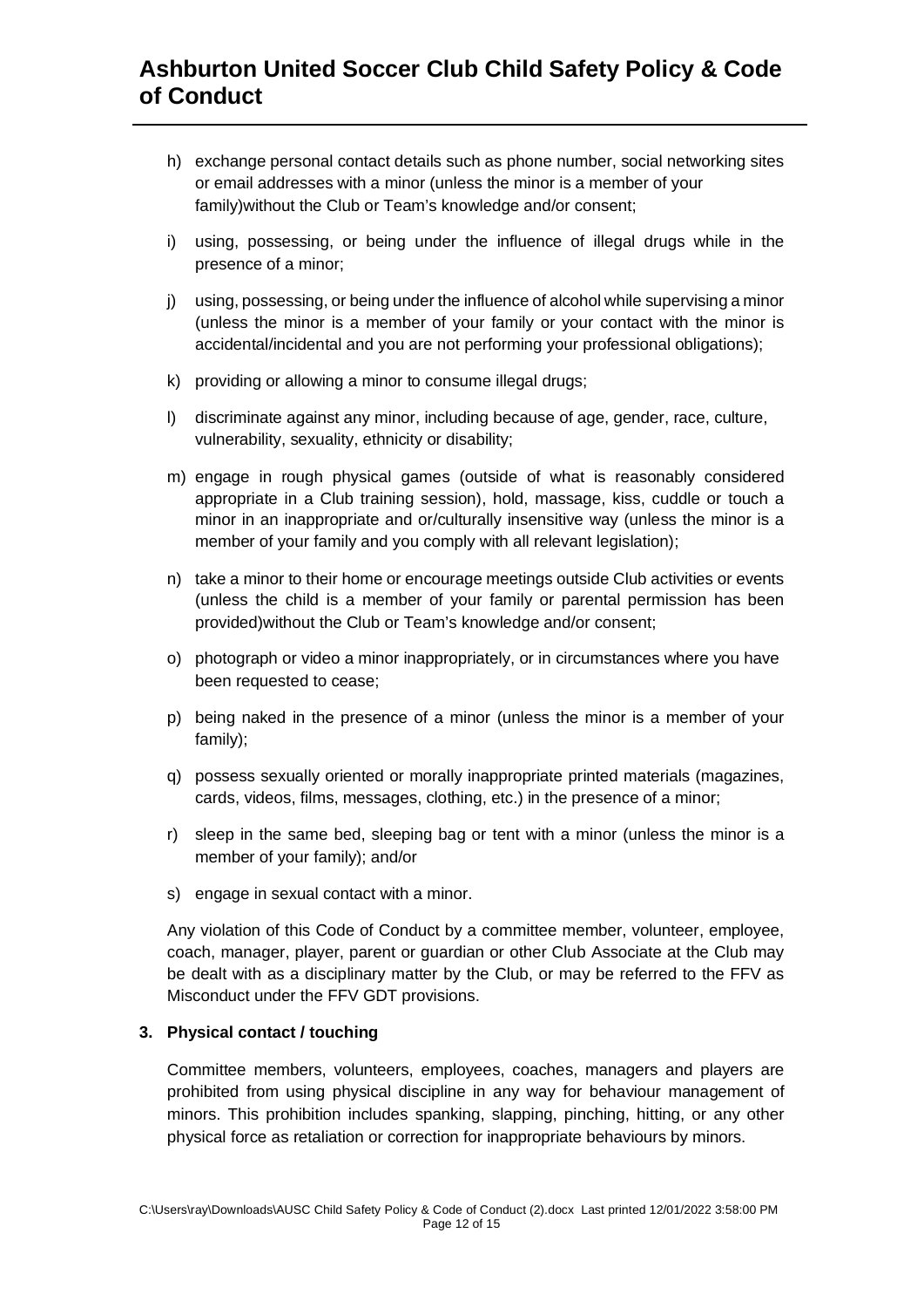h) exchange personal contact details such as phone number, social networking sites or email addresses with a minor (unless the minor is a member of your family)without the Club or Team's knowledge and/or consent;

i) using, possessing, or being under the influence of illegal drugs while in the presence of a minor;

j) using, possessing, or being under the influence of alcohol while supervising a minor (unless the minor is a member of your family or your contact with the minor is accidental/incidental and you are not performing your professional obligations);

k) providing or allowing a minor to consume illegal drugs;

l) discriminate against any minor, including because of age, gender, race, culture, vulnerability, sexuality, ethnicity or disability;

m) engage in rough physical games (outside of what is reasonably considered appropriate in a Club training session), hold, massage, kiss, cuddle or touch a minor in an inappropriate and or/culturally insensitive way (unless the minor is a member of your family and you comply with all relevant legislation);

n) take a minor to their home or encourage meetings outside Club activities or events (unless the child is a member of your family or parental permission has been provided)without the Club or Team's knowledge and/or consent;

o) photograph or video a minor inappropriately, or in circumstances where you have been requested to cease;

p) being naked in the presence of a minor (unless the minor is a member of your family);

q) possess sexually oriented or morally inappropriate printed materials (magazines, cards, videos, films, messages, clothing, etc.) in the presence of a minor;

r) sleep in the same bed, sleeping bag or tent with a minor (unless the minor is a member of your family); and/or

s) engage in sexual contact with a minor.

Any violation of this Code of Conduct by a committee member, volunteer, employee, coach, manager, player, parent or guardian or other Club Associate at the Club may be dealt with as a disciplinary matter by the Club, or may be referred to the FFV as Misconduct under the FFV GDT provisions.

### 3. Physical contact / touching

Committee members, volunteers, employees, coaches, managers and players are prohibited from using physical discipline in any way for behaviour management of minors. This prohibition includes spanking, slapping, pinching, hitting, or any other physical force as retaliation or correction for inappropriate behaviours by minors.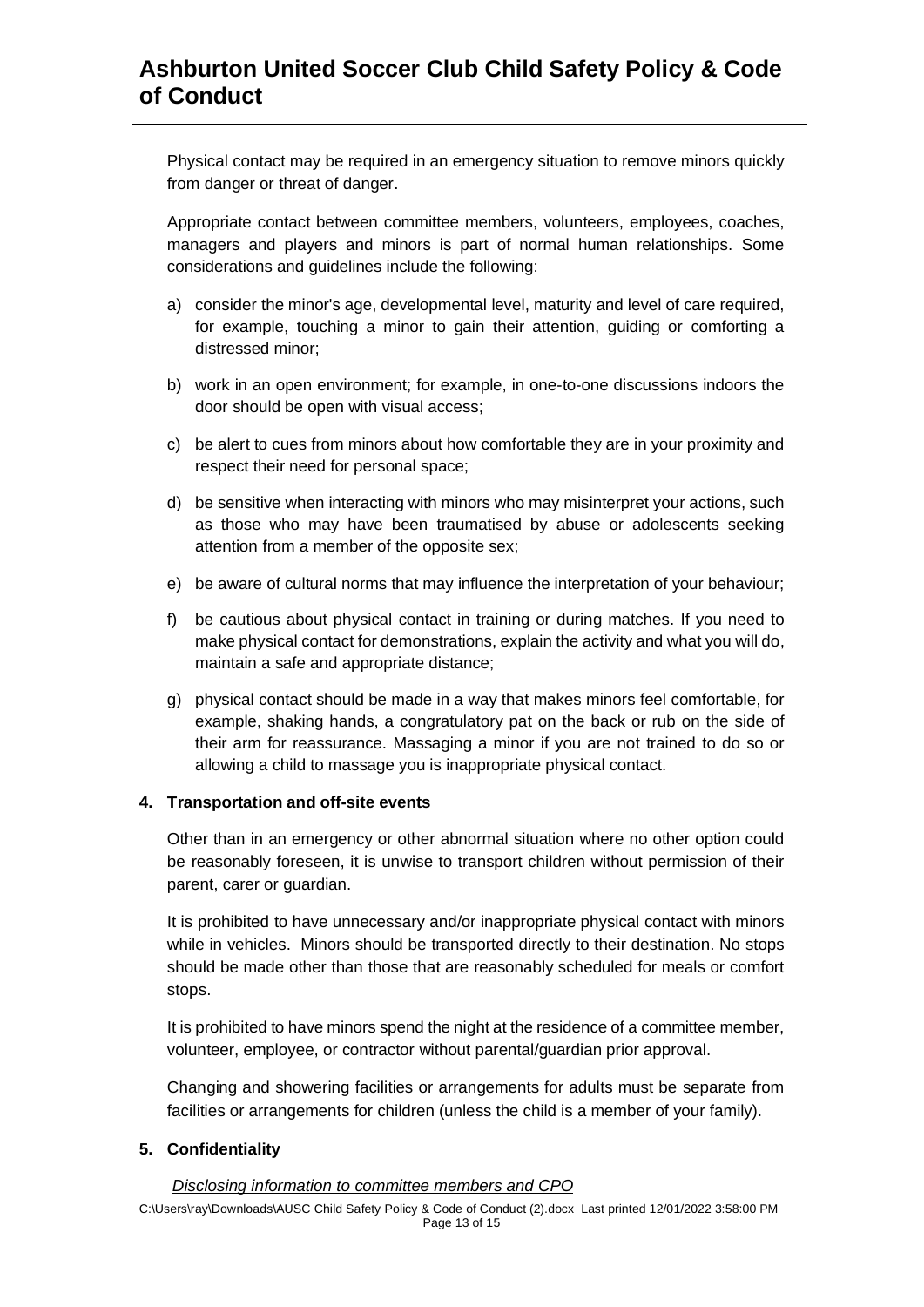Physical contact may be required in an emergency situation to remove minors quickly from danger or threat of danger.

Appropriate contact between committee members, volunteers, employees, coaches, managers and players and minors is part of normal human relationships. Some considerations and guidelines include the following:

a) consider the minor's age, developmental level, maturity and level of care required, for example, touching a minor to gain their attention, guiding or comforting a distressed minor;

b) work in an open environment; for example, in one-to-one discussions indoors the door should be open with visual access;

c) be alert to cues from minors about how comfortable they are in your proximity and respect their need for personal space;

d) be sensitive when interacting with minors who may misinterpret your actions, such as those who may have been traumatised by abuse or adolescents seeking attention from a member of the opposite sex;

e) be aware of cultural norms that may influence the interpretation of your behaviour;

f) be cautious about physical contact in training or during matches. If you need to make physical contact for demonstrations, explain the activity and what you will do, maintain a safe and appropriate distance;

g) physical contact should be made in a way that makes minors feel comfortable, for example, shaking hands, a congratulatory pat on the back or rub on the side of their arm for reassurance. Massaging a minor if you are not trained to do so or allowing a child to massage you is inappropriate physical contact.

**4. Transportation and off-site events**

Other than in an emergency or other abnormal situation where no other option could be reasonably foreseen, it is unwise to transport children without permission of their parent, carer or guardian.

It is prohibited to have unnecessary and/or inappropriate physical contact with minors while in vehicles. Minors should be transported directly to their destination. No stops should be made other than those that are reasonably scheduled for meals or comfort stops.

It is prohibited to have minors spend the night at the residence of a committee member, volunteer, employee, or contractor without parental/guardian prior approval.

Changing and showering facilities or arrangements for adults must be separate from facilities or arrangements for children (unless the child is a member of your family).

**5. Confidentiality**

*Disclosing information to committee members and CPO*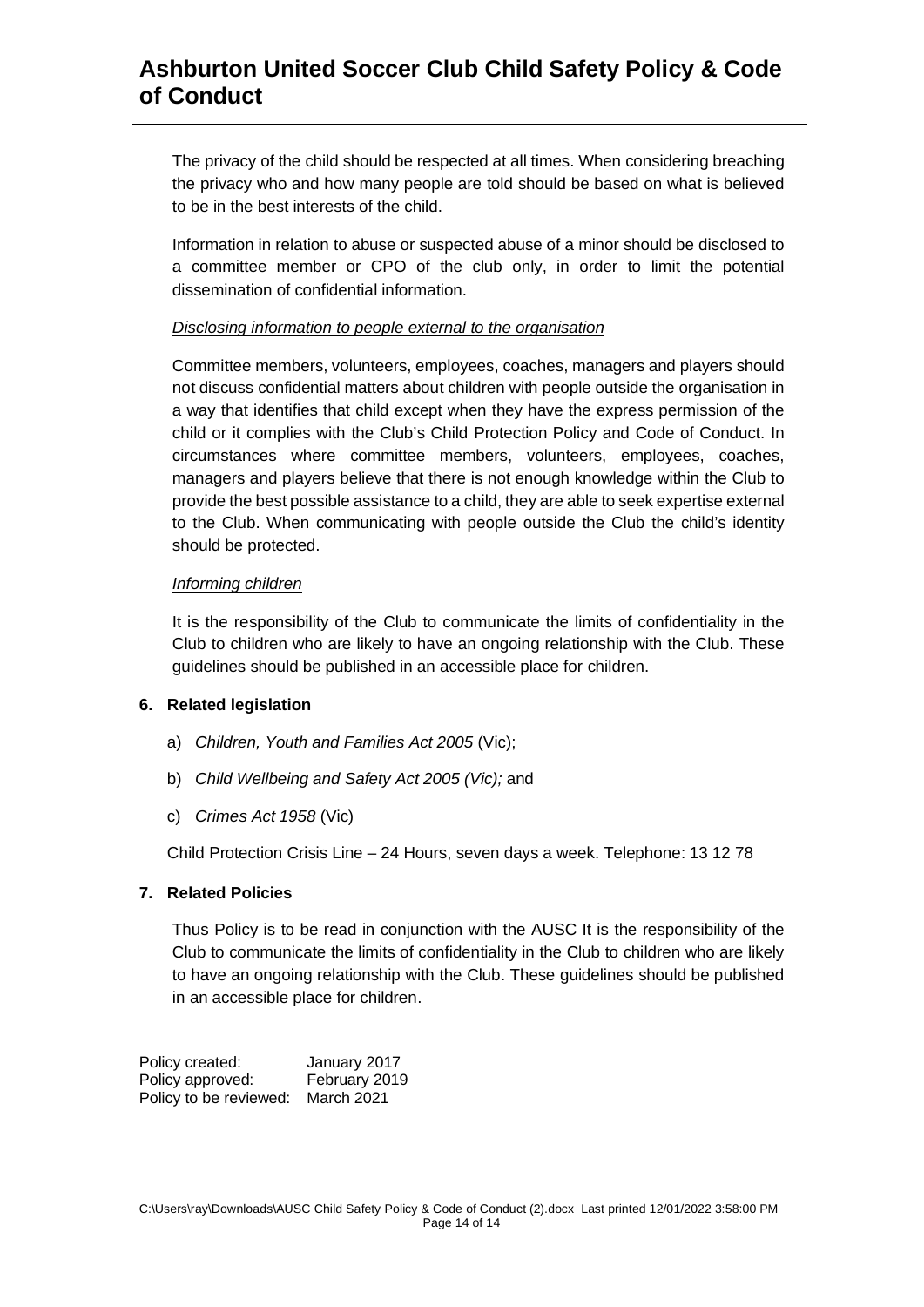The privacy of the child should be respected at all times. When considering breaching the privacy who and how many people are told should be based on what is believed to be in the best interests of the child.

Information in relation to abuse or suspected abuse of a minor should be disclosed to a committee member or CPO of the club only, in order to limit the potential dissemination of confidential information.

*Disclosing information to people external to the organisation*

Committee members, volunteers, employees, coaches, managers and players should not discuss confidential matters about children with people outside the organisation in a way that identifies that child except when they have the express permission of the child or it complies with the Club's Child Protection Policy and Code of Conduct. In circumstances where committee members, volunteers, employees, coaches, managers and players believe that there is not enough knowledge within the Club to provide the best possible assistance to a child, they are able to seek expertise external to the Club. When communicating with people outside the Club the child's identity should be protected.

*Informing children*

It is the responsibility of the Club to communicate the limits of confidentiality in the Club to children who are likely to have an ongoing relationship with the Club. These guidelines should be published in an accessible place for children.

**6. Related legislation**

a) *Children, Youth and Families Act 2005* (Vic);

b) *Child Wellbeing and Safety Act 2005 (Vic);* and

c) *Crimes Act 1958* (Vic)

Child Protection Crisis Line – 24 Hours, seven days a week. Telephone: 13 12 78

**7. Related Policies**

Thus Policy is to be read in conjunction with the AUSC It is the responsibility of the Club to communicate the limits of confidentiality in the Club to children who are likely to have an ongoing relationship with the Club. These guidelines should be published in an accessible place for children.

| | |
|---|---|
| Policy created: | January 2017 |
| Policy approved: | February 2019 |
| Policy to be reviewed: | March 2021 |